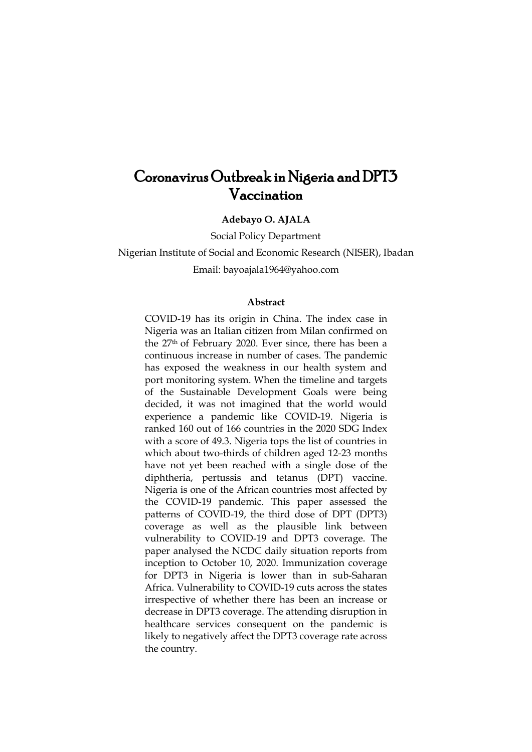# Coronavirus Outbreak in Nigeria and DPT3 Vaccination

**Adebayo O. AJALA**

Social Policy Department

Nigerian Institute of Social and Economic Research (NISER), Ibadan

Email: bayoajala1964@yahoo.com

## Abstract

COVID-19 has its origin in China. The index case in Nigeria was an Italian citizen from Milan confirmed on the 27th of February 2020. Ever since, there has been a continuous increase in number of cases. The pandemic has exposed the weakness in our health system and port monitoring system. When the timeline and targets of the Sustainable Development Goals were being decided, it was not imagined that the world would experience a pandemic like COVID-19. Nigeria is ranked 160 out of 166 countries in the 2020 SDG Index with a score of 49.3. Nigeria tops the list of countries in which about two-thirds of children aged 12-23 months have not yet been reached with a single dose of the diphtheria, pertussis and tetanus (DPT) vaccine. Nigeria is one of the African countries most affected by the COVID-19 pandemic. This paper assessed the patterns of COVID-19, the third dose of DPT (DPT3) coverage as well as the plausible link between vulnerability to COVID-19 and DPT3 coverage. The paper analysed the NCDC daily situation reports from inception to October 10, 2020. Immunization coverage for DPT3 in Nigeria is lower than in sub-Saharan Africa. Vulnerability to COVID-19 cuts across the states irrespective of whether there has been an increase or decrease in DPT3 coverage. The attending disruption in healthcare services consequent on the pandemic is likely to negatively affect the DPT3 coverage rate across the country.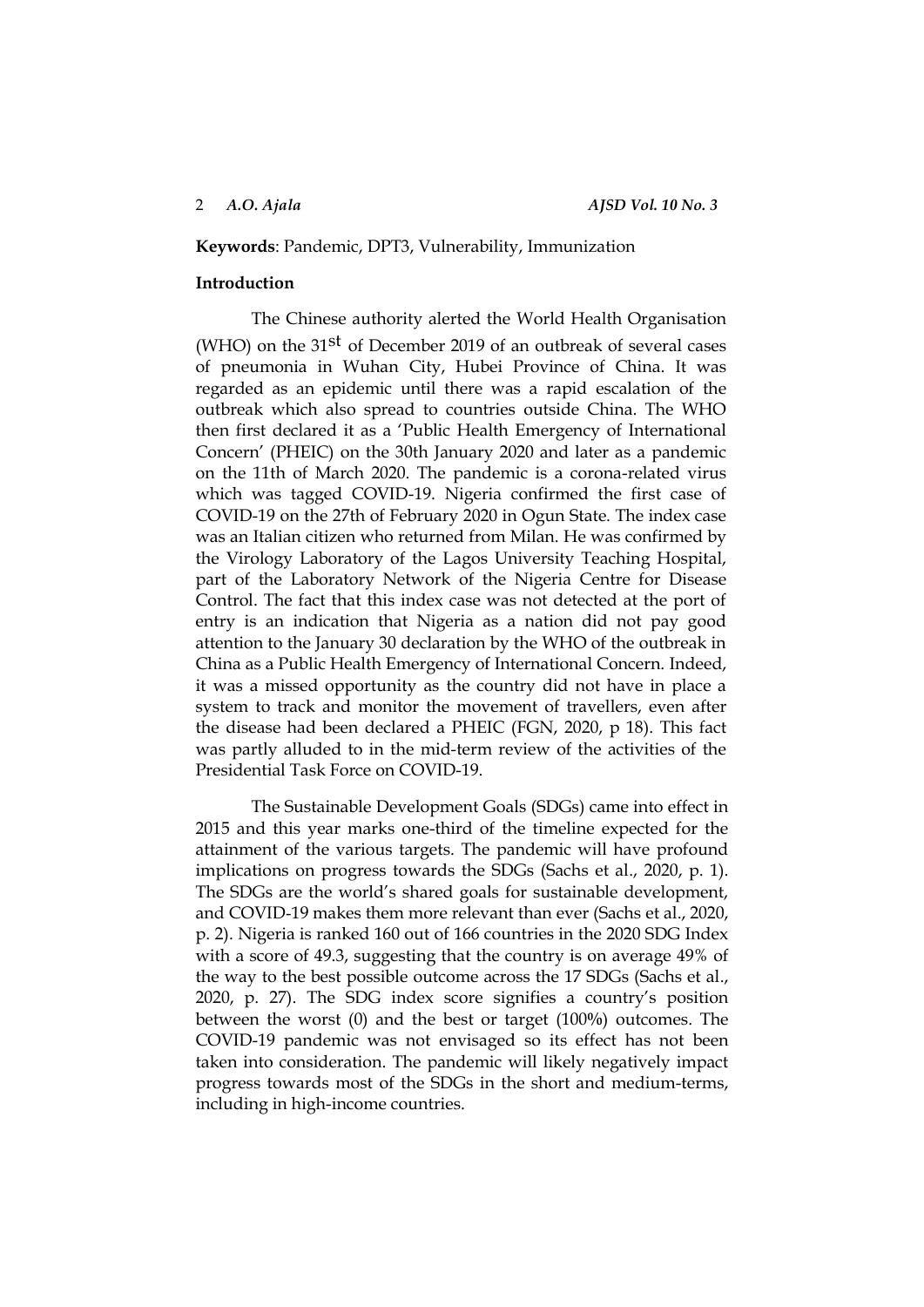**Keywords**: Pandemic, DPT3, Vulnerability, Immunization

## Introduction

The Chinese authority alerted the World Health Organisation (WHO) on the 31st of December 2019 of an outbreak of several cases of pneumonia in Wuhan City, Hubei Province of China. It was regarded as an epidemic until there was a rapid escalation of the outbreak which also spread to countries outside China. The WHO then first declared it as a 'Public Health Emergency of International Concern' (PHEIC) on the 30th January 2020 and later as a pandemic on the 11th of March 2020. The pandemic is a corona-related virus which was tagged COVID-19. Nigeria confirmed the first case of COVID-19 on the 27th of February 2020 in Ogun State. The index case was an Italian citizen who returned from Milan. He was confirmed by the Virology Laboratory of the Lagos University Teaching Hospital, part of the Laboratory Network of the Nigeria Centre for Disease Control. The fact that this index case was not detected at the port of entry is an indication that Nigeria as a nation did not pay good attention to the January 30 declaration by the WHO of the outbreak in China as a Public Health Emergency of International Concern. Indeed, it was a missed opportunity as the country did not have in place a system to track and monitor the movement of travellers, even after the disease had been declared a PHEIC (FGN, 2020, p 18). This fact was partly alluded to in the mid-term review of the activities of the Presidential Task Force on COVID-19.

The Sustainable Development Goals (SDGs) came into effect in 2015 and this year marks one-third of the timeline expected for the attainment of the various targets. The pandemic will have profound implications on progress towards the SDGs (Sachs et al., 2020, p. 1). The SDGs are the world's shared goals for sustainable development, and COVID-19 makes them more relevant than ever (Sachs et al., 2020, p. 2). Nigeria is ranked 160 out of 166 countries in the 2020 SDG Index with a score of 49.3, suggesting that the country is on average 49% of the way to the best possible outcome across the 17 SDGs (Sachs et al., 2020, p. 27). The SDG index score signifies a country's position between the worst (0) and the best or target (100%) outcomes. The COVID-19 pandemic was not envisaged so its effect has not been taken into consideration. The pandemic will likely negatively impact progress towards most of the SDGs in the short and medium-terms, including in high-income countries.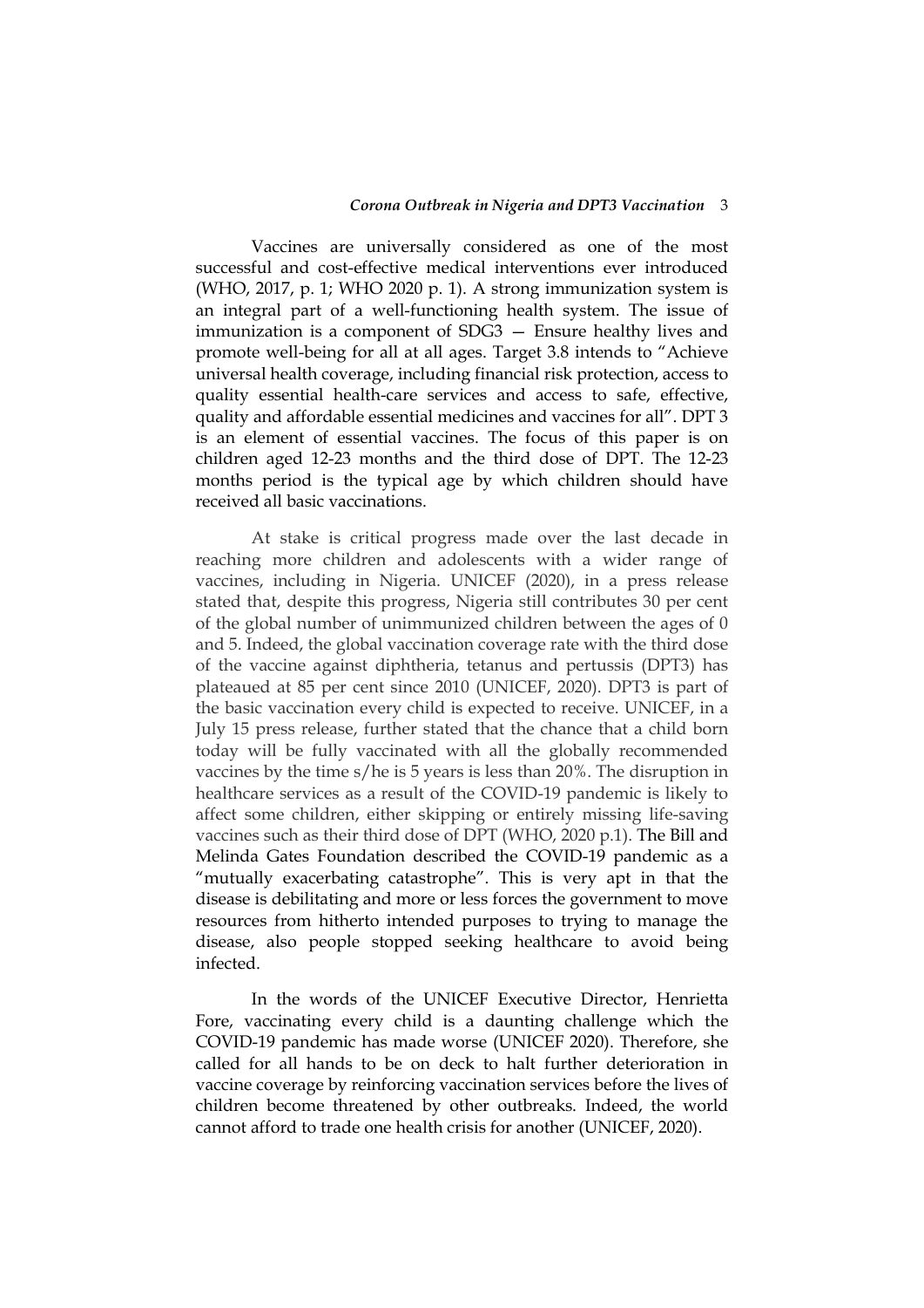Vaccines are universally considered as one of the most successful and cost-effective medical interventions ever introduced (WHO, 2017, p. 1; WHO 2020 p. 1). A strong immunization system is an integral part of a well-functioning health system. The issue of immunization is a component of SDG3 — Ensure healthy lives and promote well-being for all at all ages. Target 3.8 intends to "Achieve universal health coverage, including financial risk protection, access to quality essential health-care services and access to safe, effective, quality and affordable essential medicines and vaccines for all". DPT 3 is an element of essential vaccines. The focus of this paper is on children aged 12-23 months and the third dose of DPT. The 12-23 months period is the typical age by which children should have received all basic vaccinations.

At stake is critical progress made over the last decade in reaching more children and adolescents with a wider range of vaccines, including in Nigeria. UNICEF (2020), in a press release stated that, despite this progress, Nigeria still contributes 30 per cent of the global number of unimmunized children between the ages of 0 and 5. Indeed, the global vaccination coverage rate with the third dose of the vaccine against diphtheria, tetanus and pertussis (DPT3) has plateaued at 85 per cent since 2010 (UNICEF, 2020). DPT3 is part of the basic vaccination every child is expected to receive. UNICEF, in a July 15 press release, further stated that the chance that a child born today will be fully vaccinated with all the globally recommended vaccines by the time s/he is 5 years is less than 20%. The disruption in healthcare services as a result of the COVID-19 pandemic is likely to affect some children, either skipping or entirely missing life-saving vaccines such as their third dose of DPT (WHO, 2020 p.1). The Bill and Melinda Gates Foundation described the COVID-19 pandemic as a "mutually exacerbating catastrophe". This is very apt in that the disease is debilitating and more or less forces the government to move resources from hitherto intended purposes to trying to manage the disease, also people stopped seeking healthcare to avoid being infected.

In the words of the UNICEF Executive Director, Henrietta Fore, vaccinating every child is a daunting challenge which the COVID-19 pandemic has made worse (UNICEF 2020). Therefore, she called for all hands to be on deck to halt further deterioration in vaccine coverage by reinforcing vaccination services before the lives of children become threatened by other outbreaks. Indeed, the world cannot afford to trade one health crisis for another (UNICEF, 2020).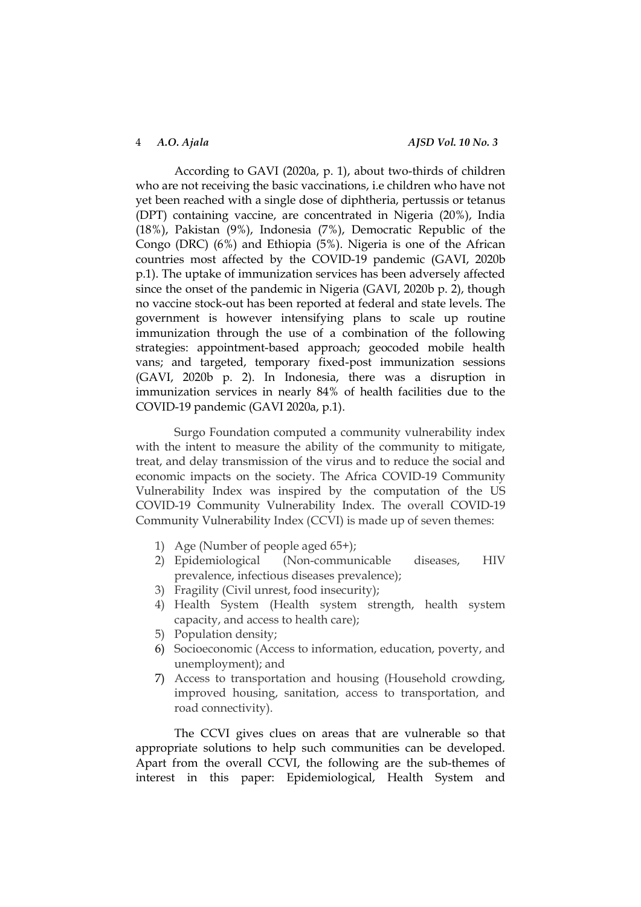According to GAVI (2020a, p. 1), about two-thirds of children who are not receiving the basic vaccinations, i.e children who have not yet been reached with a single dose of diphtheria, pertussis or tetanus (DPT) containing vaccine, are concentrated in Nigeria (20%), India (18%), Pakistan (9%), Indonesia (7%), Democratic Republic of the Congo (DRC) (6%) and Ethiopia (5%). Nigeria is one of the African countries most affected by the COVID-19 pandemic (GAVI, 2020b p.1). The uptake of immunization services has been adversely affected since the onset of the pandemic in Nigeria (GAVI, 2020b p. 2), though no vaccine stock-out has been reported at federal and state levels. The government is however intensifying plans to scale up routine immunization through the use of a combination of the following strategies: appointment-based approach; geocoded mobile health vans; and targeted, temporary fixed-post immunization sessions (GAVI, 2020b p. 2). In Indonesia, there was a disruption in immunization services in nearly 84% of health facilities due to the COVID-19 pandemic (GAVI 2020a, p.1).

Surgo Foundation computed a community vulnerability index with the intent to measure the ability of the community to mitigate, treat, and delay transmission of the virus and to reduce the social and economic impacts on the society. The Africa COVID-19 Community Vulnerability Index was inspired by the computation of the US COVID-19 Community Vulnerability Index. The overall COVID-19 Community Vulnerability Index (CCVI) is made up of seven themes:

1) Age (Number of people aged 65+);
2) Epidemiological (Non-communicable diseases, HIV prevalence, infectious diseases prevalence);
3) Fragility (Civil unrest, food insecurity);
4) Health System (Health system strength, health system capacity, and access to health care);
5) Population density;
6) Socioeconomic (Access to information, education, poverty, and unemployment); and
7) Access to transportation and housing (Household crowding, improved housing, sanitation, access to transportation, and road connectivity).

The CCVI gives clues on areas that are vulnerable so that appropriate solutions to help such communities can be developed. Apart from the overall CCVI, the following are the sub-themes of interest in this paper: Epidemiological, Health System and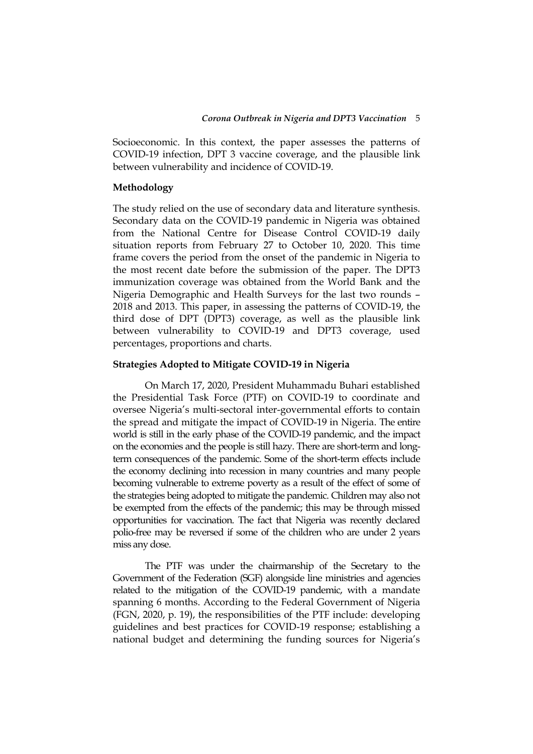Socioeconomic. In this context, the paper assesses the patterns of COVID-19 infection, DPT 3 vaccine coverage, and the plausible link between vulnerability and incidence of COVID-19.

## Methodology

The study relied on the use of secondary data and literature synthesis. Secondary data on the COVID-19 pandemic in Nigeria was obtained from the National Centre for Disease Control COVID-19 daily situation reports from February 27 to October 10, 2020. This time frame covers the period from the onset of the pandemic in Nigeria to the most recent date before the submission of the paper. The DPT3 immunization coverage was obtained from the World Bank and the Nigeria Demographic and Health Surveys for the last two rounds – 2018 and 2013. This paper, in assessing the patterns of COVID-19, the third dose of DPT (DPT3) coverage, as well as the plausible link between vulnerability to COVID-19 and DPT3 coverage, used percentages, proportions and charts.

## Strategies Adopted to Mitigate COVID-19 in Nigeria

On March 17, 2020, President Muhammadu Buhari established the Presidential Task Force (PTF) on COVID-19 to coordinate and oversee Nigeria's multi-sectoral inter-governmental efforts to contain the spread and mitigate the impact of COVID-19 in Nigeria. The entire world is still in the early phase of the COVID-19 pandemic, and the impact on the economies and the people is still hazy. There are short-term and long-term consequences of the pandemic. Some of the short-term effects include the economy declining into recession in many countries and many people becoming vulnerable to extreme poverty as a result of the effect of some of the strategies being adopted to mitigate the pandemic. Children may also not be exempted from the effects of the pandemic; this may be through missed opportunities for vaccination. The fact that Nigeria was recently declared polio-free may be reversed if some of the children who are under 2 years miss any dose.

The PTF was under the chairmanship of the Secretary to the Government of the Federation (SGF) alongside line ministries and agencies related to the mitigation of the COVID-19 pandemic, with a mandate spanning 6 months. According to the Federal Government of Nigeria (FGN, 2020, p. 19), the responsibilities of the PTF include: developing guidelines and best practices for COVID-19 response; establishing a national budget and determining the funding sources for Nigeria's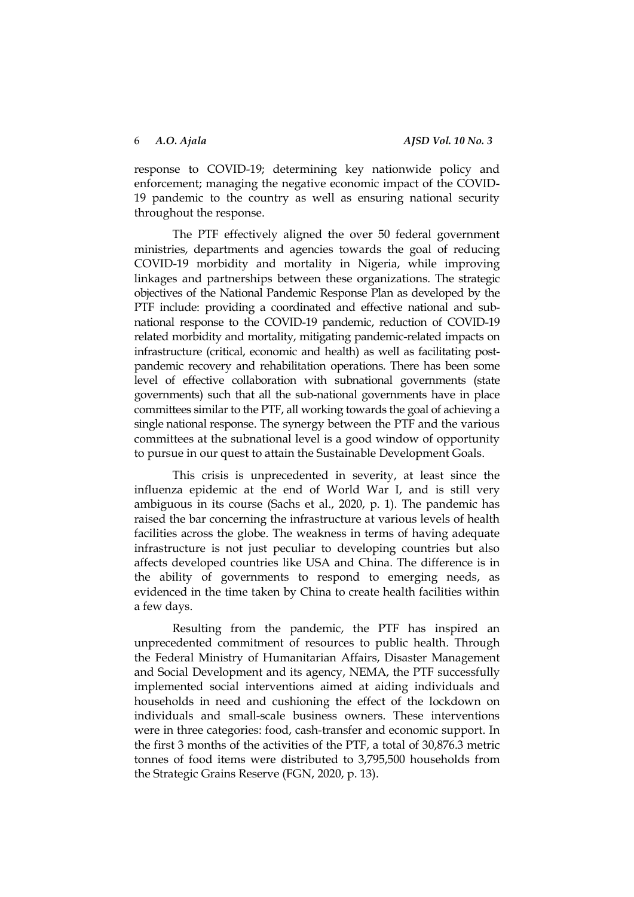response to COVID-19; determining key nationwide policy and enforcement; managing the negative economic impact of the COVID-19 pandemic to the country as well as ensuring national security throughout the response.

The PTF effectively aligned the over 50 federal government ministries, departments and agencies towards the goal of reducing COVID-19 morbidity and mortality in Nigeria, while improving linkages and partnerships between these organizations. The strategic objectives of the National Pandemic Response Plan as developed by the PTF include: providing a coordinated and effective national and sub-national response to the COVID-19 pandemic, reduction of COVID-19 related morbidity and mortality, mitigating pandemic-related impacts on infrastructure (critical, economic and health) as well as facilitating post-pandemic recovery and rehabilitation operations. There has been some level of effective collaboration with subnational governments (state governments) such that all the sub-national governments have in place committees similar to the PTF, all working towards the goal of achieving a single national response. The synergy between the PTF and the various committees at the subnational level is a good window of opportunity to pursue in our quest to attain the Sustainable Development Goals.

This crisis is unprecedented in severity, at least since the influenza epidemic at the end of World War I, and is still very ambiguous in its course (Sachs et al., 2020, p. 1). The pandemic has raised the bar concerning the infrastructure at various levels of health facilities across the globe. The weakness in terms of having adequate infrastructure is not just peculiar to developing countries but also affects developed countries like USA and China. The difference is in the ability of governments to respond to emerging needs, as evidenced in the time taken by China to create health facilities within a few days.

Resulting from the pandemic, the PTF has inspired an unprecedented commitment of resources to public health. Through the Federal Ministry of Humanitarian Affairs, Disaster Management and Social Development and its agency, NEMA, the PTF successfully implemented social interventions aimed at aiding individuals and households in need and cushioning the effect of the lockdown on individuals and small-scale business owners. These interventions were in three categories: food, cash-transfer and economic support. In the first 3 months of the activities of the PTF, a total of 30,876.3 metric tonnes of food items were distributed to 3,795,500 households from the Strategic Grains Reserve (FGN, 2020, p. 13).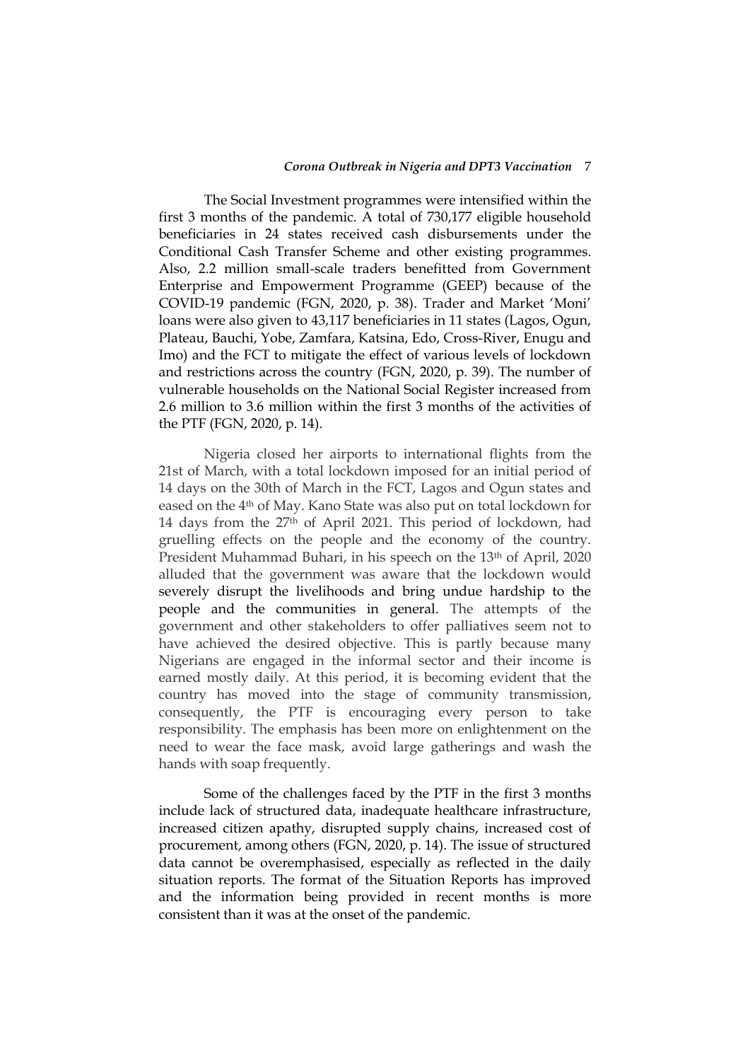The Social Investment programmes were intensified within the first 3 months of the pandemic. A total of 730,177 eligible household beneficiaries in 24 states received cash disbursements under the Conditional Cash Transfer Scheme and other existing programmes. Also, 2.2 million small-scale traders benefitted from Government Enterprise and Empowerment Programme (GEEP) because of the COVID-19 pandemic (FGN, 2020, p. 38). Trader and Market 'Moni' loans were also given to 43,117 beneficiaries in 11 states (Lagos, Ogun, Plateau, Bauchi, Yobe, Zamfara, Katsina, Edo, Cross-River, Enugu and Imo) and the FCT to mitigate the effect of various levels of lockdown and restrictions across the country (FGN, 2020, p. 39). The number of vulnerable households on the National Social Register increased from 2.6 million to 3.6 million within the first 3 months of the activities of the PTF (FGN, 2020, p. 14).

Nigeria closed her airports to international flights from the 21st of March, with a total lockdown imposed for an initial period of 14 days on the 30th of March in the FCT, Lagos and Ogun states and eased on the 4th of May. Kano State was also put on total lockdown for 14 days from the 27th of April 2021. This period of lockdown, had gruelling effects on the people and the economy of the country. President Muhammad Buhari, in his speech on the 13th of April, 2020 alluded that the government was aware that the lockdown would severely disrupt the livelihoods and bring undue hardship to the people and the communities in general. The attempts of the government and other stakeholders to offer palliatives seem not to have achieved the desired objective. This is partly because many Nigerians are engaged in the informal sector and their income is earned mostly daily. At this period, it is becoming evident that the country has moved into the stage of community transmission, consequently, the PTF is encouraging every person to take responsibility. The emphasis has been more on enlightenment on the need to wear the face mask, avoid large gatherings and wash the hands with soap frequently.

Some of the challenges faced by the PTF in the first 3 months include lack of structured data, inadequate healthcare infrastructure, increased citizen apathy, disrupted supply chains, increased cost of procurement, among others (FGN, 2020, p. 14). The issue of structured data cannot be overemphasised, especially as reflected in the daily situation reports. The format of the Situation Reports has improved and the information being provided in recent months is more consistent than it was at the onset of the pandemic.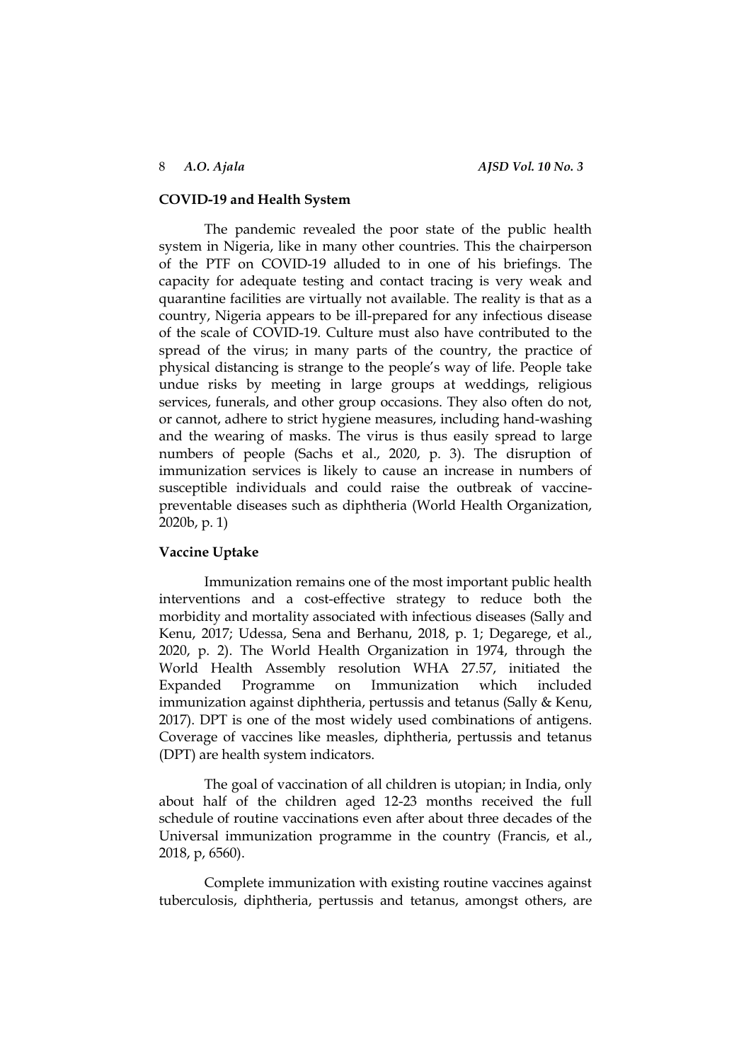**COVID-19 and Health System**

The pandemic revealed the poor state of the public health system in Nigeria, like in many other countries. This the chairperson of the PTF on COVID-19 alluded to in one of his briefings. The capacity for adequate testing and contact tracing is very weak and quarantine facilities are virtually not available. The reality is that as a country, Nigeria appears to be ill-prepared for any infectious disease of the scale of COVID-19. Culture must also have contributed to the spread of the virus; in many parts of the country, the practice of physical distancing is strange to the people's way of life. People take undue risks by meeting in large groups at weddings, religious services, funerals, and other group occasions. They also often do not, or cannot, adhere to strict hygiene measures, including hand-washing and the wearing of masks. The virus is thus easily spread to large numbers of people (Sachs et al., 2020, p. 3). The disruption of immunization services is likely to cause an increase in numbers of susceptible individuals and could raise the outbreak of vaccine-preventable diseases such as diphtheria (World Health Organization, 2020b, p. 1)

**Vaccine Uptake**

Immunization remains one of the most important public health interventions and a cost-effective strategy to reduce both the morbidity and mortality associated with infectious diseases (Sally and Kenu, 2017; Udessa, Sena and Berhanu, 2018, p. 1; Degarege, et al., 2020, p. 2). The World Health Organization in 1974, through the World Health Assembly resolution WHA 27.57, initiated the Expanded Programme on Immunization which included immunization against diphtheria, pertussis and tetanus (Sally & Kenu, 2017). DPT is one of the most widely used combinations of antigens. Coverage of vaccines like measles, diphtheria, pertussis and tetanus (DPT) are health system indicators.

The goal of vaccination of all children is utopian; in India, only about half of the children aged 12-23 months received the full schedule of routine vaccinations even after about three decades of the Universal immunization programme in the country (Francis, et al., 2018, p, 6560).

Complete immunization with existing routine vaccines against tuberculosis, diphtheria, pertussis and tetanus, amongst others, are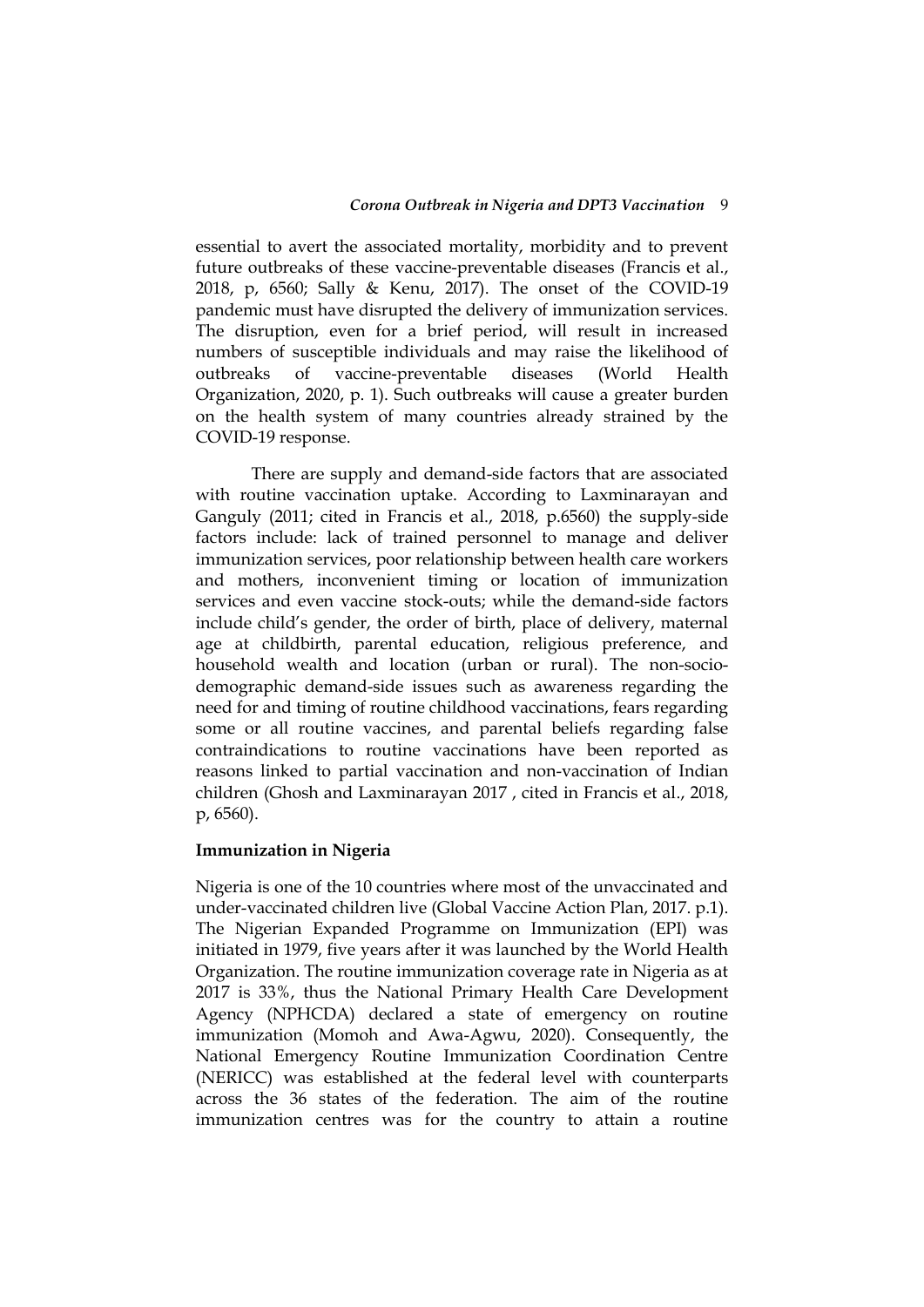essential to avert the associated mortality, morbidity and to prevent future outbreaks of these vaccine-preventable diseases (Francis et al., 2018, p, 6560; Sally & Kenu, 2017). The onset of the COVID-19 pandemic must have disrupted the delivery of immunization services. The disruption, even for a brief period, will result in increased numbers of susceptible individuals and may raise the likelihood of outbreaks of vaccine-preventable diseases (World Health Organization, 2020, p. 1). Such outbreaks will cause a greater burden on the health system of many countries already strained by the COVID-19 response.

There are supply and demand-side factors that are associated with routine vaccination uptake. According to Laxminarayan and Ganguly (2011; cited in Francis et al., 2018, p.6560) the supply-side factors include: lack of trained personnel to manage and deliver immunization services, poor relationship between health care workers and mothers, inconvenient timing or location of immunization services and even vaccine stock-outs; while the demand-side factors include child's gender, the order of birth, place of delivery, maternal age at childbirth, parental education, religious preference, and household wealth and location (urban or rural). The non-socio-demographic demand-side issues such as awareness regarding the need for and timing of routine childhood vaccinations, fears regarding some or all routine vaccines, and parental beliefs regarding false contraindications to routine vaccinations have been reported as reasons linked to partial vaccination and non-vaccination of Indian children (Ghosh and Laxminarayan 2017 , cited in Francis et al., 2018, p, 6560).

### Immunization in Nigeria

Nigeria is one of the 10 countries where most of the unvaccinated and under-vaccinated children live (Global Vaccine Action Plan, 2017. p.1). The Nigerian Expanded Programme on Immunization (EPI) was initiated in 1979, five years after it was launched by the World Health Organization. The routine immunization coverage rate in Nigeria as at 2017 is 33%, thus the National Primary Health Care Development Agency (NPHCDA) declared a state of emergency on routine immunization (Momoh and Awa-Agwu, 2020). Consequently, the National Emergency Routine Immunization Coordination Centre (NERICC) was established at the federal level with counterparts across the 36 states of the federation. The aim of the routine immunization centres was for the country to attain a routine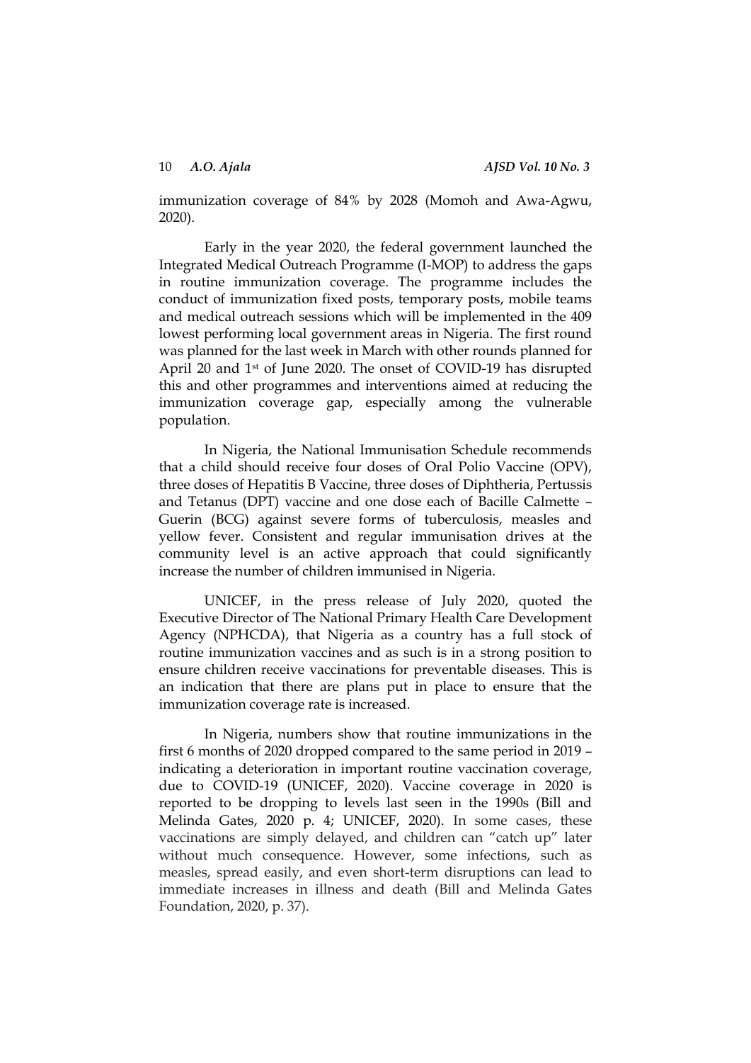immunization coverage of 84% by 2028 (Momoh and Awa-Agwu, 2020).

Early in the year 2020, the federal government launched the Integrated Medical Outreach Programme (I-MOP) to address the gaps in routine immunization coverage. The programme includes the conduct of immunization fixed posts, temporary posts, mobile teams and medical outreach sessions which will be implemented in the 409 lowest performing local government areas in Nigeria. The first round was planned for the last week in March with other rounds planned for April 20 and 1st of June 2020. The onset of COVID-19 has disrupted this and other programmes and interventions aimed at reducing the immunization coverage gap, especially among the vulnerable population.

In Nigeria, the National Immunisation Schedule recommends that a child should receive four doses of Oral Polio Vaccine (OPV), three doses of Hepatitis B Vaccine, three doses of Diphtheria, Pertussis and Tetanus (DPT) vaccine and one dose each of Bacille Calmette – Guerin (BCG) against severe forms of tuberculosis, measles and yellow fever. Consistent and regular immunisation drives at the community level is an active approach that could significantly increase the number of children immunised in Nigeria.

UNICEF, in the press release of July 2020, quoted the Executive Director of The National Primary Health Care Development Agency (NPHCDA), that Nigeria as a country has a full stock of routine immunization vaccines and as such is in a strong position to ensure children receive vaccinations for preventable diseases. This is an indication that there are plans put in place to ensure that the immunization coverage rate is increased.

In Nigeria, numbers show that routine immunizations in the first 6 months of 2020 dropped compared to the same period in 2019 – indicating a deterioration in important routine vaccination coverage, due to COVID-19 (UNICEF, 2020). Vaccine coverage in 2020 is reported to be dropping to levels last seen in the 1990s (Bill and Melinda Gates, 2020 p. 4; UNICEF, 2020). In some cases, these vaccinations are simply delayed, and children can "catch up" later without much consequence. However, some infections, such as measles, spread easily, and even short-term disruptions can lead to immediate increases in illness and death (Bill and Melinda Gates Foundation, 2020, p. 37).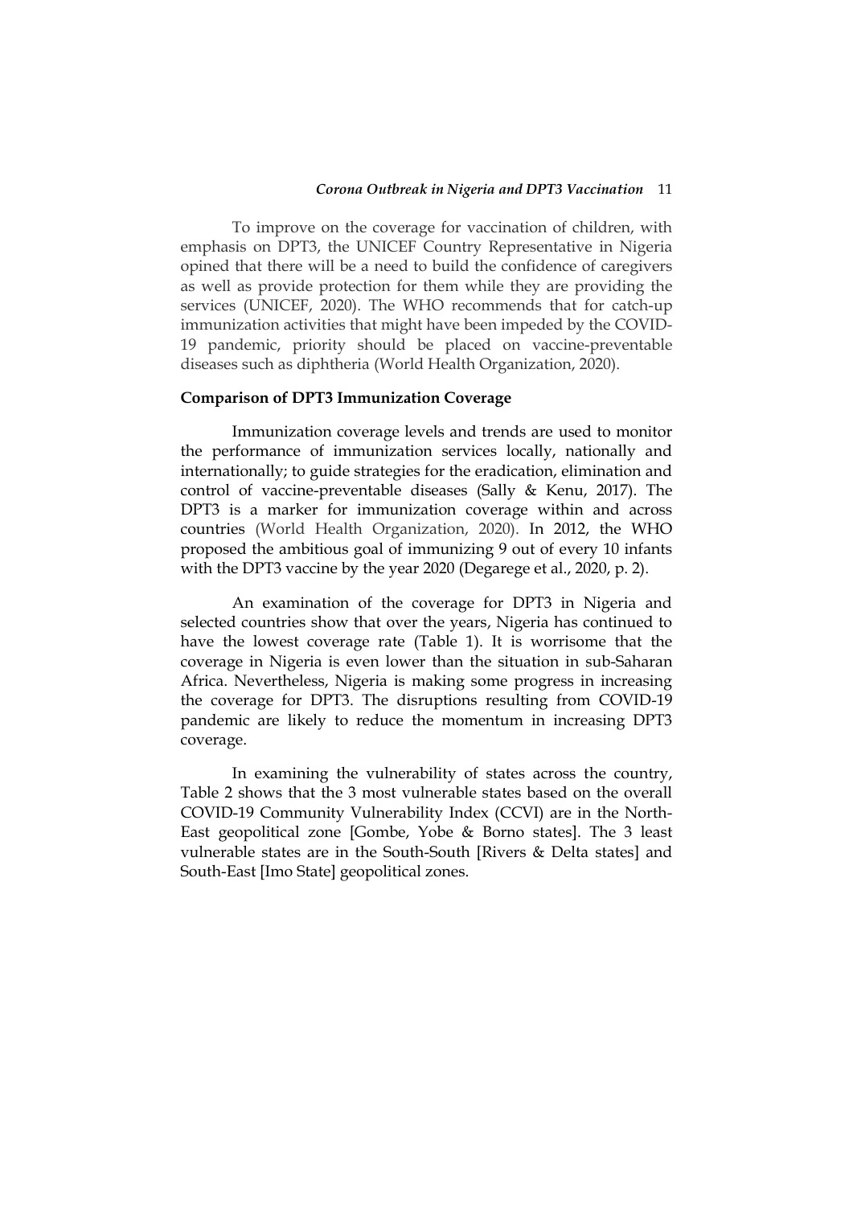To improve on the coverage for vaccination of children, with emphasis on DPT3, the UNICEF Country Representative in Nigeria opined that there will be a need to build the confidence of caregivers as well as provide protection for them while they are providing the services (UNICEF, 2020). The WHO recommends that for catch-up immunization activities that might have been impeded by the COVID-19 pandemic, priority should be placed on vaccine-preventable diseases such as diphtheria (World Health Organization, 2020).

**Comparison of DPT3 Immunization Coverage**

Immunization coverage levels and trends are used to monitor the performance of immunization services locally, nationally and internationally; to guide strategies for the eradication, elimination and control of vaccine-preventable diseases (Sally & Kenu, 2017). The DPT3 is a marker for immunization coverage within and across countries (World Health Organization, 2020). In 2012, the WHO proposed the ambitious goal of immunizing 9 out of every 10 infants with the DPT3 vaccine by the year 2020 (Degarege et al., 2020, p. 2).

An examination of the coverage for DPT3 in Nigeria and selected countries show that over the years, Nigeria has continued to have the lowest coverage rate (Table 1). It is worrisome that the coverage in Nigeria is even lower than the situation in sub-Saharan Africa. Nevertheless, Nigeria is making some progress in increasing the coverage for DPT3. The disruptions resulting from COVID-19 pandemic are likely to reduce the momentum in increasing DPT3 coverage.

In examining the vulnerability of states across the country, Table 2 shows that the 3 most vulnerable states based on the overall COVID-19 Community Vulnerability Index (CCVI) are in the North-East geopolitical zone [Gombe, Yobe & Borno states]. The 3 least vulnerable states are in the South-South [Rivers & Delta states] and South-East [Imo State] geopolitical zones.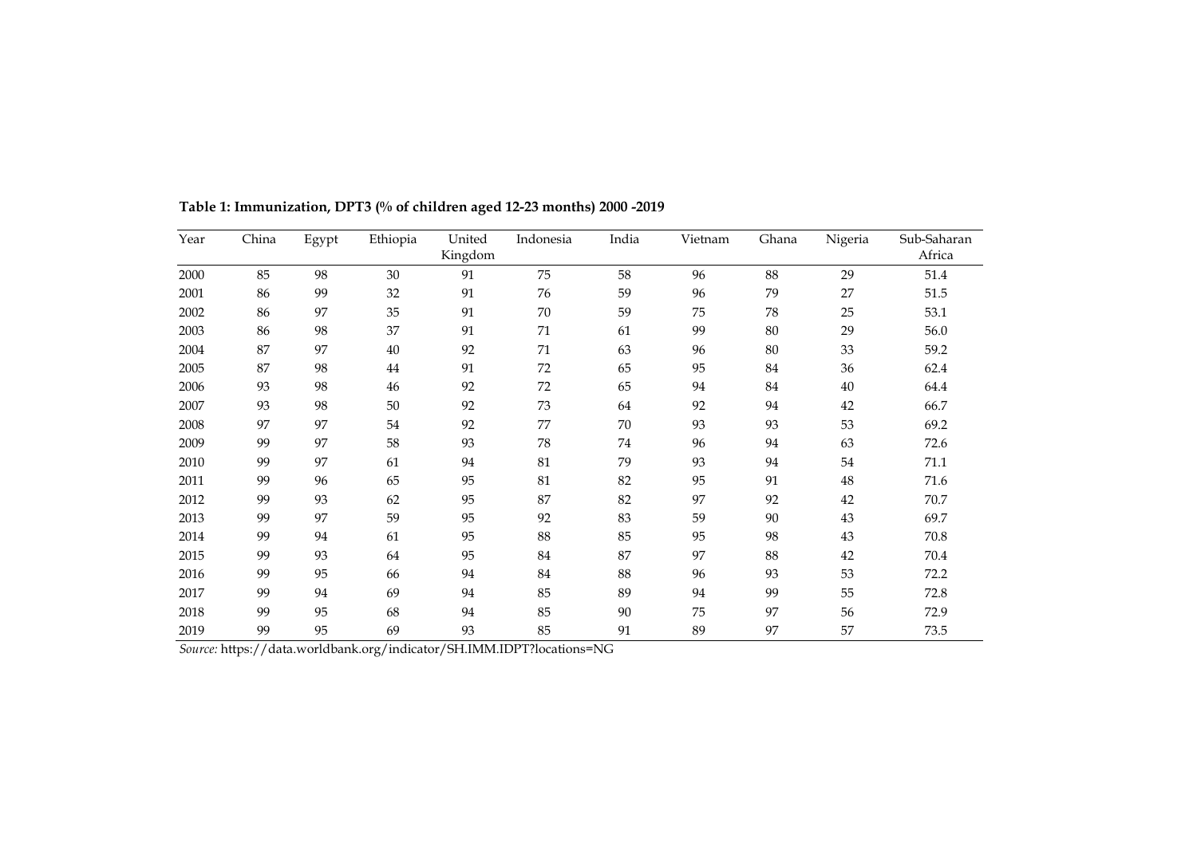**Table 1: Immunization, DPT3 (% of children aged 12-23 months) 2000 -2019**

| Year | China | Egypt | Ethiopia | United Kingdom | Indonesia | India | Vietnam | Ghana | Nigeria | Sub-Saharan Africa |
|---|---|---|---|---|---|---|---|---|---|---|
| 2000 | 85 | 98 | 30 | 91 | 75 | 58 | 96 | 88 | 29 | 51.4 |
| 2001 | 86 | 99 | 32 | 91 | 76 | 59 | 96 | 79 | 27 | 51.5 |
| 2002 | 86 | 97 | 35 | 91 | 70 | 59 | 75 | 78 | 25 | 53.1 |
| 2003 | 86 | 98 | 37 | 91 | 71 | 61 | 99 | 80 | 29 | 56.0 |
| 2004 | 87 | 97 | 40 | 92 | 71 | 63 | 96 | 80 | 33 | 59.2 |
| 2005 | 87 | 98 | 44 | 91 | 72 | 65 | 95 | 84 | 36 | 62.4 |
| 2006 | 93 | 98 | 46 | 92 | 72 | 65 | 94 | 84 | 40 | 64.4 |
| 2007 | 93 | 98 | 50 | 92 | 73 | 64 | 92 | 94 | 42 | 66.7 |
| 2008 | 97 | 97 | 54 | 92 | 77 | 70 | 93 | 93 | 53 | 69.2 |
| 2009 | 99 | 97 | 58 | 93 | 78 | 74 | 96 | 94 | 63 | 72.6 |
| 2010 | 99 | 97 | 61 | 94 | 81 | 79 | 93 | 94 | 54 | 71.1 |
| 2011 | 99 | 96 | 65 | 95 | 81 | 82 | 95 | 91 | 48 | 71.6 |
| 2012 | 99 | 93 | 62 | 95 | 87 | 82 | 97 | 92 | 42 | 70.7 |
| 2013 | 99 | 97 | 59 | 95 | 92 | 83 | 59 | 90 | 43 | 69.7 |
| 2014 | 99 | 94 | 61 | 95 | 88 | 85 | 95 | 98 | 43 | 70.8 |
| 2015 | 99 | 93 | 64 | 95 | 84 | 87 | 97 | 88 | 42 | 70.4 |
| 2016 | 99 | 95 | 66 | 94 | 84 | 88 | 96 | 93 | 53 | 72.2 |
| 2017 | 99 | 94 | 69 | 94 | 85 | 89 | 94 | 99 | 55 | 72.8 |
| 2018 | 99 | 95 | 68 | 94 | 85 | 90 | 75 | 97 | 56 | 72.9 |
| 2019 | 99 | 95 | 69 | 93 | 85 | 91 | 89 | 97 | 57 | 73.5 |

*Source:* https://data.worldbank.org/indicator/SH.IMM.IDPT?locations=NG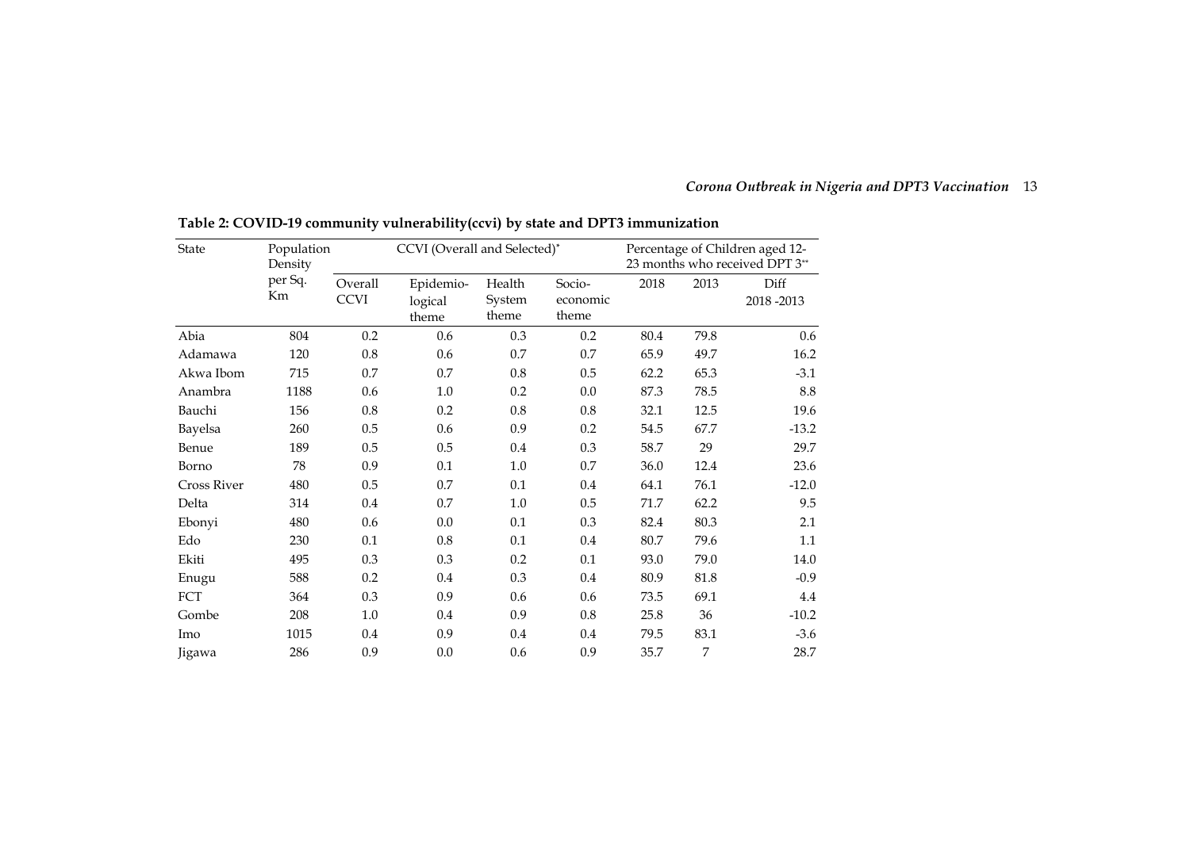**Table 2: COVID-19 community vulnerability(ccvi) by state and DPT3 immunization**

| State | Population Density per Sq. Km | CCVI (Overall and Selected)* | | | | Percentage of Children aged 12-23 months who received DPT 3** | | |
|---|---|---|---|---|---|---|---|---|
| | | Overall CCVI | Epidemio-logical theme | Health System theme | Socio-economic theme | 2018 | 2013 | Diff 2018 -2013 |
| Abia | 804 | 0.2 | 0.6 | 0.3 | 0.2 | 80.4 | 79.8 | 0.6 |
| Adamawa | 120 | 0.8 | 0.6 | 0.7 | 0.7 | 65.9 | 49.7 | 16.2 |
| Akwa Ibom | 715 | 0.7 | 0.7 | 0.8 | 0.5 | 62.2 | 65.3 | -3.1 |
| Anambra | 1188 | 0.6 | 1.0 | 0.2 | 0.0 | 87.3 | 78.5 | 8.8 |
| Bauchi | 156 | 0.8 | 0.2 | 0.8 | 0.8 | 32.1 | 12.5 | 19.6 |
| Bayelsa | 260 | 0.5 | 0.6 | 0.9 | 0.2 | 54.5 | 67.7 | -13.2 |
| Benue | 189 | 0.5 | 0.5 | 0.4 | 0.3 | 58.7 | 29 | 29.7 |
| Borno | 78 | 0.9 | 0.1 | 1.0 | 0.7 | 36.0 | 12.4 | 23.6 |
| Cross River | 480 | 0.5 | 0.7 | 0.1 | 0.4 | 64.1 | 76.1 | -12.0 |
| Delta | 314 | 0.4 | 0.7 | 1.0 | 0.5 | 71.7 | 62.2 | 9.5 |
| Ebonyi | 480 | 0.6 | 0.0 | 0.1 | 0.3 | 82.4 | 80.3 | 2.1 |
| Edo | 230 | 0.1 | 0.8 | 0.1 | 0.4 | 80.7 | 79.6 | 1.1 |
| Ekiti | 495 | 0.3 | 0.3 | 0.2 | 0.1 | 93.0 | 79.0 | 14.0 |
| Enugu | 588 | 0.2 | 0.4 | 0.3 | 0.4 | 80.9 | 81.8 | -0.9 |
| FCT | 364 | 0.3 | 0.9 | 0.6 | 0.6 | 73.5 | 69.1 | 4.4 |
| Gombe | 208 | 1.0 | 0.4 | 0.9 | 0.8 | 25.8 | 36 | -10.2 |
| Imo | 1015 | 0.4 | 0.9 | 0.4 | 0.4 | 79.5 | 83.1 | -3.6 |
| Jigawa | 286 | 0.9 | 0.0 | 0.6 | 0.9 | 35.7 | 7 | 28.7 |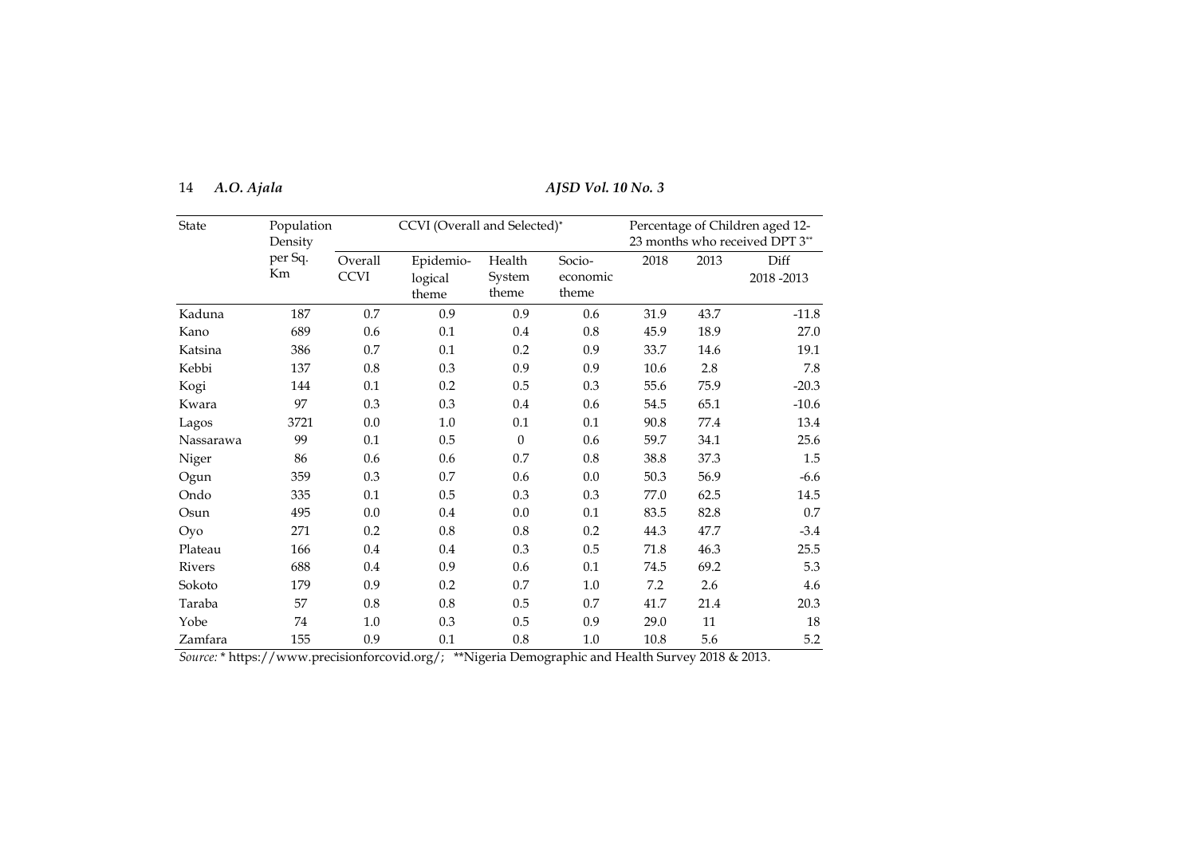| State | Population Density per Sq. Km | CCVI (Overall and Selected)* | | | | Percentage of Children aged 12-23 months who received DPT 3** | | |
|---|---|---|---|---|---|---|---|---|
| | | Overall CCVI | Epidemio-logical theme | Health System theme | Socio-economic theme | 2018 | 2013 | Diff 2018 -2013 |
| Kaduna | 187 | 0.7 | 0.9 | 0.9 | 0.6 | 31.9 | 43.7 | -11.8 |
| Kano | 689 | 0.6 | 0.1 | 0.4 | 0.8 | 45.9 | 18.9 | 27.0 |
| Katsina | 386 | 0.7 | 0.1 | 0.2 | 0.9 | 33.7 | 14.6 | 19.1 |
| Kebbi | 137 | 0.8 | 0.3 | 0.9 | 0.9 | 10.6 | 2.8 | 7.8 |
| Kogi | 144 | 0.1 | 0.2 | 0.5 | 0.3 | 55.6 | 75.9 | -20.3 |
| Kwara | 97 | 0.3 | 0.3 | 0.4 | 0.6 | 54.5 | 65.1 | -10.6 |
| Lagos | 3721 | 0.0 | 1.0 | 0.1 | 0.1 | 90.8 | 77.4 | 13.4 |
| Nassarawa | 99 | 0.1 | 0.5 | 0 | 0.6 | 59.7 | 34.1 | 25.6 |
| Niger | 86 | 0.6 | 0.6 | 0.7 | 0.8 | 38.8 | 37.3 | 1.5 |
| Ogun | 359 | 0.3 | 0.7 | 0.6 | 0.0 | 50.3 | 56.9 | -6.6 |
| Ondo | 335 | 0.1 | 0.5 | 0.3 | 0.3 | 77.0 | 62.5 | 14.5 |
| Osun | 495 | 0.0 | 0.4 | 0.0 | 0.1 | 83.5 | 82.8 | 0.7 |
| Oyo | 271 | 0.2 | 0.8 | 0.8 | 0.2 | 44.3 | 47.7 | -3.4 |
| Plateau | 166 | 0.4 | 0.4 | 0.3 | 0.5 | 71.8 | 46.3 | 25.5 |
| Rivers | 688 | 0.4 | 0.9 | 0.6 | 0.1 | 74.5 | 69.2 | 5.3 |
| Sokoto | 179 | 0.9 | 0.2 | 0.7 | 1.0 | 7.2 | 2.6 | 4.6 |
| Taraba | 57 | 0.8 | 0.8 | 0.5 | 0.7 | 41.7 | 21.4 | 20.3 |
| Yobe | 74 | 1.0 | 0.3 | 0.5 | 0.9 | 29.0 | 11 | 18 |
| Zamfara | 155 | 0.9 | 0.1 | 0.8 | 1.0 | 10.8 | 5.6 | 5.2 |

*Source:* * https://www.precisionforcovid.org/; **Nigeria Demographic and Health Survey 2018 & 2013.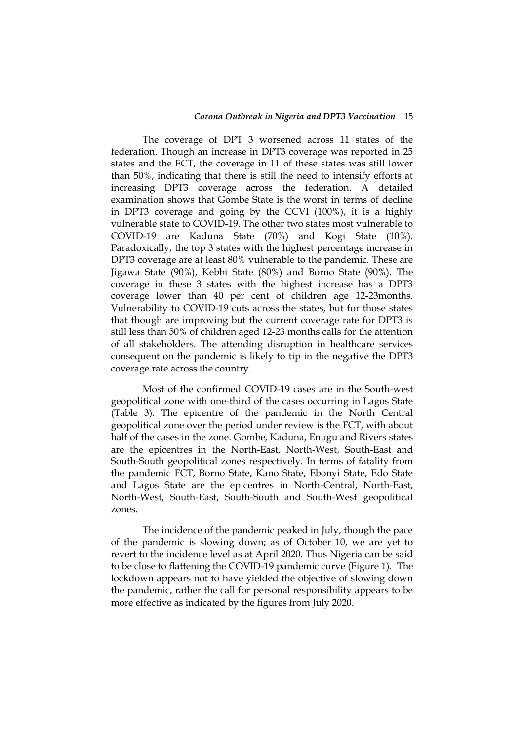The coverage of DPT 3 worsened across 11 states of the federation. Though an increase in DPT3 coverage was reported in 25 states and the FCT, the coverage in 11 of these states was still lower than 50%, indicating that there is still the need to intensify efforts at increasing DPT3 coverage across the federation. A detailed examination shows that Gombe State is the worst in terms of decline in DPT3 coverage and going by the CCVI (100%), it is a highly vulnerable state to COVID-19. The other two states most vulnerable to COVID-19 are Kaduna State (70%) and Kogi State (10%). Paradoxically, the top 3 states with the highest percentage increase in DPT3 coverage are at least 80% vulnerable to the pandemic. These are Jigawa State (90%), Kebbi State (80%) and Borno State (90%). The coverage in these 3 states with the highest increase has a DPT3 coverage lower than 40 per cent of children age 12-23months. Vulnerability to COVID-19 cuts across the states, but for those states that though are improving but the current coverage rate for DPT3 is still less than 50% of children aged 12-23 months calls for the attention of all stakeholders. The attending disruption in healthcare services consequent on the pandemic is likely to tip in the negative the DPT3 coverage rate across the country.

Most of the confirmed COVID-19 cases are in the South-west geopolitical zone with one-third of the cases occurring in Lagos State (Table 3). The epicentre of the pandemic in the North Central geopolitical zone over the period under review is the FCT, with about half of the cases in the zone. Gombe, Kaduna, Enugu and Rivers states are the epicentres in the North-East, North-West, South-East and South-South geopolitical zones respectively. In terms of fatality from the pandemic FCT, Borno State, Kano State, Ebonyi State, Edo State and Lagos State are the epicentres in North-Central, North-East, North-West, South-East, South-South and South-West geopolitical zones.

The incidence of the pandemic peaked in July, though the pace of the pandemic is slowing down; as of October 10, we are yet to revert to the incidence level as at April 2020. Thus Nigeria can be said to be close to flattening the COVID-19 pandemic curve (Figure 1). The lockdown appears not to have yielded the objective of slowing down the pandemic, rather the call for personal responsibility appears to be more effective as indicated by the figures from July 2020.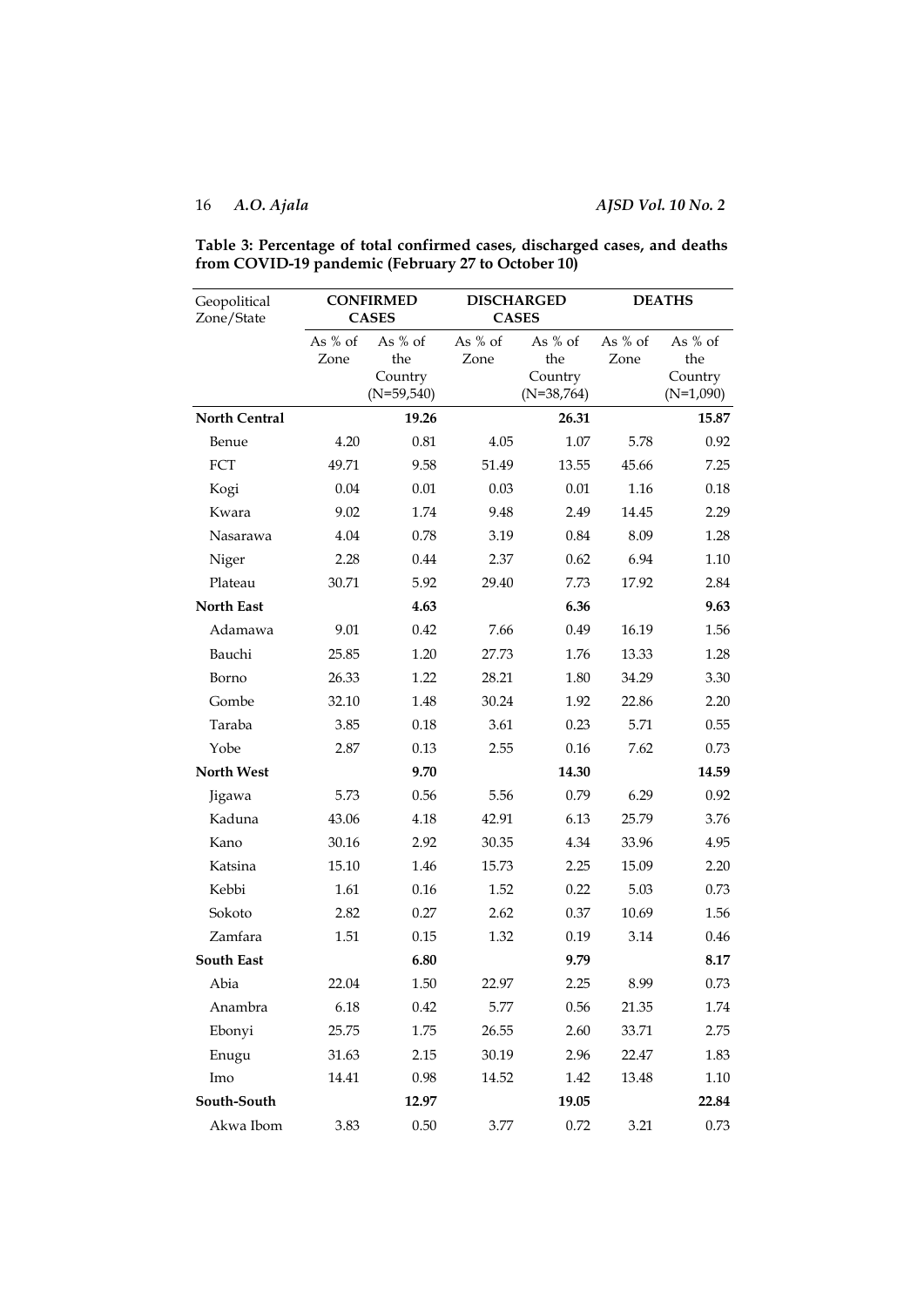**Table 3: Percentage of total confirmed cases, discharged cases, and deaths from COVID-19 pandemic (February 27 to October 10)**

| Geopolitical Zone/State | CONFIRMED CASES | | DISCHARGED CASES | | DEATHS | |
|---|---|---|---|---|---|---|
| | As % of Zone | As % of the Country (N=59,540) | As % of Zone | As % of the Country (N=38,764) | As % of Zone | As % of the Country (N=1,090) |
| **North Central** | | **19.26** | | **26.31** | | **15.87** |
| Benue | 4.20 | 0.81 | 4.05 | 1.07 | 5.78 | 0.92 |
| FCT | 49.71 | 9.58 | 51.49 | 13.55 | 45.66 | 7.25 |
| Kogi | 0.04 | 0.01 | 0.03 | 0.01 | 1.16 | 0.18 |
| Kwara | 9.02 | 1.74 | 9.48 | 2.49 | 14.45 | 2.29 |
| Nasarawa | 4.04 | 0.78 | 3.19 | 0.84 | 8.09 | 1.28 |
| Niger | 2.28 | 0.44 | 2.37 | 0.62 | 6.94 | 1.10 |
| Plateau | 30.71 | 5.92 | 29.40 | 7.73 | 17.92 | 2.84 |
| **North East** | | **4.63** | | **6.36** | | **9.63** |
| Adamawa | 9.01 | 0.42 | 7.66 | 0.49 | 16.19 | 1.56 |
| Bauchi | 25.85 | 1.20 | 27.73 | 1.76 | 13.33 | 1.28 |
| Borno | 26.33 | 1.22 | 28.21 | 1.80 | 34.29 | 3.30 |
| Gombe | 32.10 | 1.48 | 30.24 | 1.92 | 22.86 | 2.20 |
| Taraba | 3.85 | 0.18 | 3.61 | 0.23 | 5.71 | 0.55 |
| Yobe | 2.87 | 0.13 | 2.55 | 0.16 | 7.62 | 0.73 |
| **North West** | | **9.70** | | **14.30** | | **14.59** |
| Jigawa | 5.73 | 0.56 | 5.56 | 0.79 | 6.29 | 0.92 |
| Kaduna | 43.06 | 4.18 | 42.91 | 6.13 | 25.79 | 3.76 |
| Kano | 30.16 | 2.92 | 30.35 | 4.34 | 33.96 | 4.95 |
| Katsina | 15.10 | 1.46 | 15.73 | 2.25 | 15.09 | 2.20 |
| Kebbi | 1.61 | 0.16 | 1.52 | 0.22 | 5.03 | 0.73 |
| Sokoto | 2.82 | 0.27 | 2.62 | 0.37 | 10.69 | 1.56 |
| Zamfara | 1.51 | 0.15 | 1.32 | 0.19 | 3.14 | 0.46 |
| **South East** | | **6.80** | | **9.79** | | **8.17** |
| Abia | 22.04 | 1.50 | 22.97 | 2.25 | 8.99 | 0.73 |
| Anambra | 6.18 | 0.42 | 5.77 | 0.56 | 21.35 | 1.74 |
| Ebonyi | 25.75 | 1.75 | 26.55 | 2.60 | 33.71 | 2.75 |
| Enugu | 31.63 | 2.15 | 30.19 | 2.96 | 22.47 | 1.83 |
| Imo | 14.41 | 0.98 | 14.52 | 1.42 | 13.48 | 1.10 |
| **South-South** | | **12.97** | | **19.05** | | **22.84** |
| Akwa Ibom | 3.83 | 0.50 | 3.77 | 0.72 | 3.21 | 0.73 |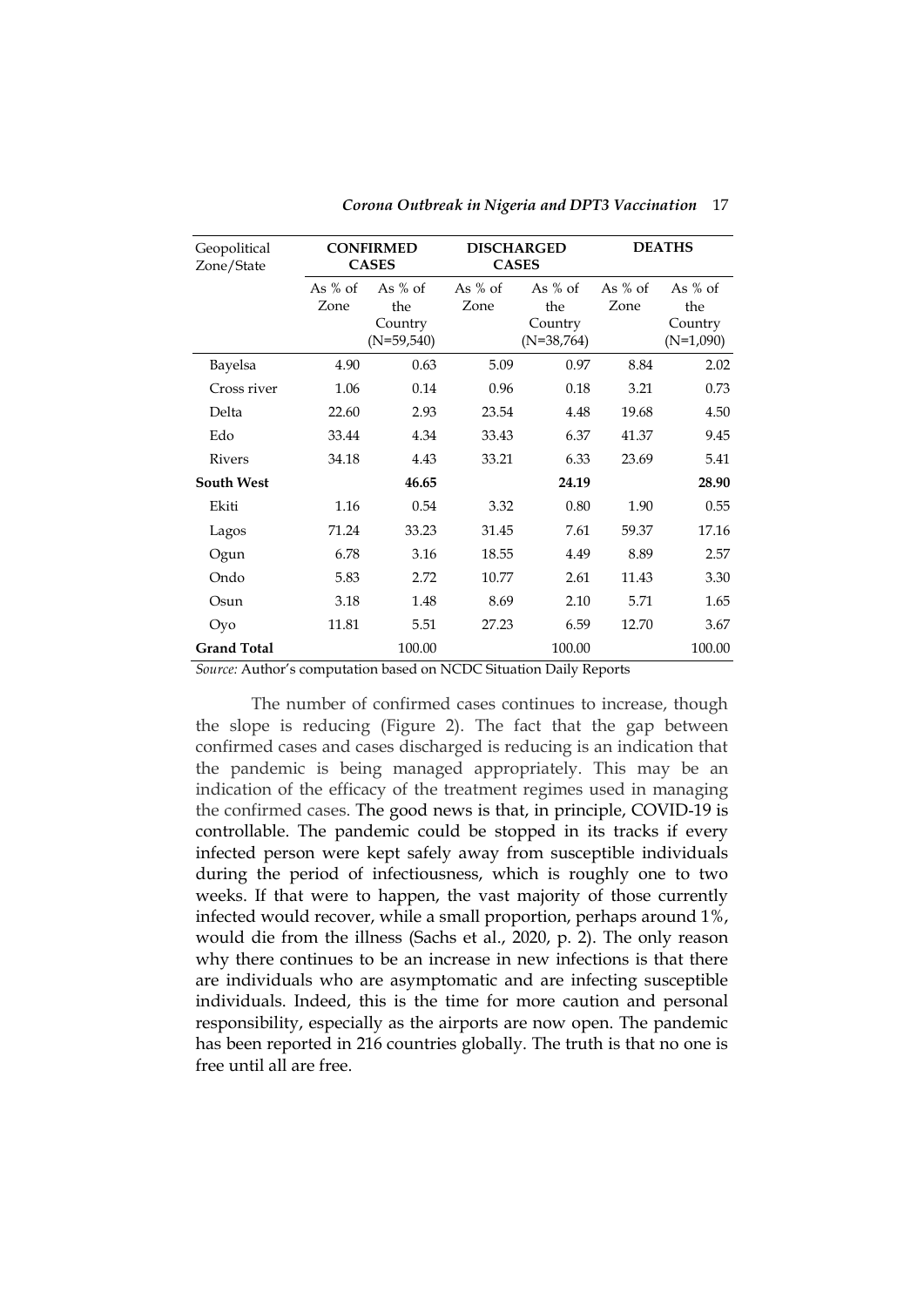| Geopolitical Zone/State | CONFIRMED CASES | | DISCHARGED CASES | | DEATHS | |
|---|---|---|---|---|---|---|
| | As % of Zone | As % of the Country (N=59,540) | As % of Zone | As % of the Country (N=38,764) | As % of Zone | As % of the Country (N=1,090) |
| Bayelsa | 4.90 | 0.63 | 5.09 | 0.97 | 8.84 | 2.02 |
| Cross river | 1.06 | 0.14 | 0.96 | 0.18 | 3.21 | 0.73 |
| Delta | 22.60 | 2.93 | 23.54 | 4.48 | 19.68 | 4.50 |
| Edo | 33.44 | 4.34 | 33.43 | 6.37 | 41.37 | 9.45 |
| Rivers | 34.18 | 4.43 | 33.21 | 6.33 | 23.69 | 5.41 |
| **South West** | | **46.65** | | **24.19** | | **28.90** |
| Ekiti | 1.16 | 0.54 | 3.32 | 0.80 | 1.90 | 0.55 |
| Lagos | 71.24 | 33.23 | 31.45 | 7.61 | 59.37 | 17.16 |
| Ogun | 6.78 | 3.16 | 18.55 | 4.49 | 8.89 | 2.57 |
| Ondo | 5.83 | 2.72 | 10.77 | 2.61 | 11.43 | 3.30 |
| Osun | 3.18 | 1.48 | 8.69 | 2.10 | 5.71 | 1.65 |
| Oyo | 11.81 | 5.51 | 27.23 | 6.59 | 12.70 | 3.67 |
| **Grand Total** | | 100.00 | | 100.00 | | 100.00 |

*Source:* Author's computation based on NCDC Situation Daily Reports

The number of confirmed cases continues to increase, though the slope is reducing (Figure 2). The fact that the gap between confirmed cases and cases discharged is reducing is an indication that the pandemic is being managed appropriately. This may be an indication of the efficacy of the treatment regimes used in managing the confirmed cases. The good news is that, in principle, COVID-19 is controllable. The pandemic could be stopped in its tracks if every infected person were kept safely away from susceptible individuals during the period of infectiousness, which is roughly one to two weeks. If that were to happen, the vast majority of those currently infected would recover, while a small proportion, perhaps around 1%, would die from the illness (Sachs et al., 2020, p. 2). The only reason why there continues to be an increase in new infections is that there are individuals who are asymptomatic and are infecting susceptible individuals. Indeed, this is the time for more caution and personal responsibility, especially as the airports are now open. The pandemic has been reported in 216 countries globally. The truth is that no one is free until all are free.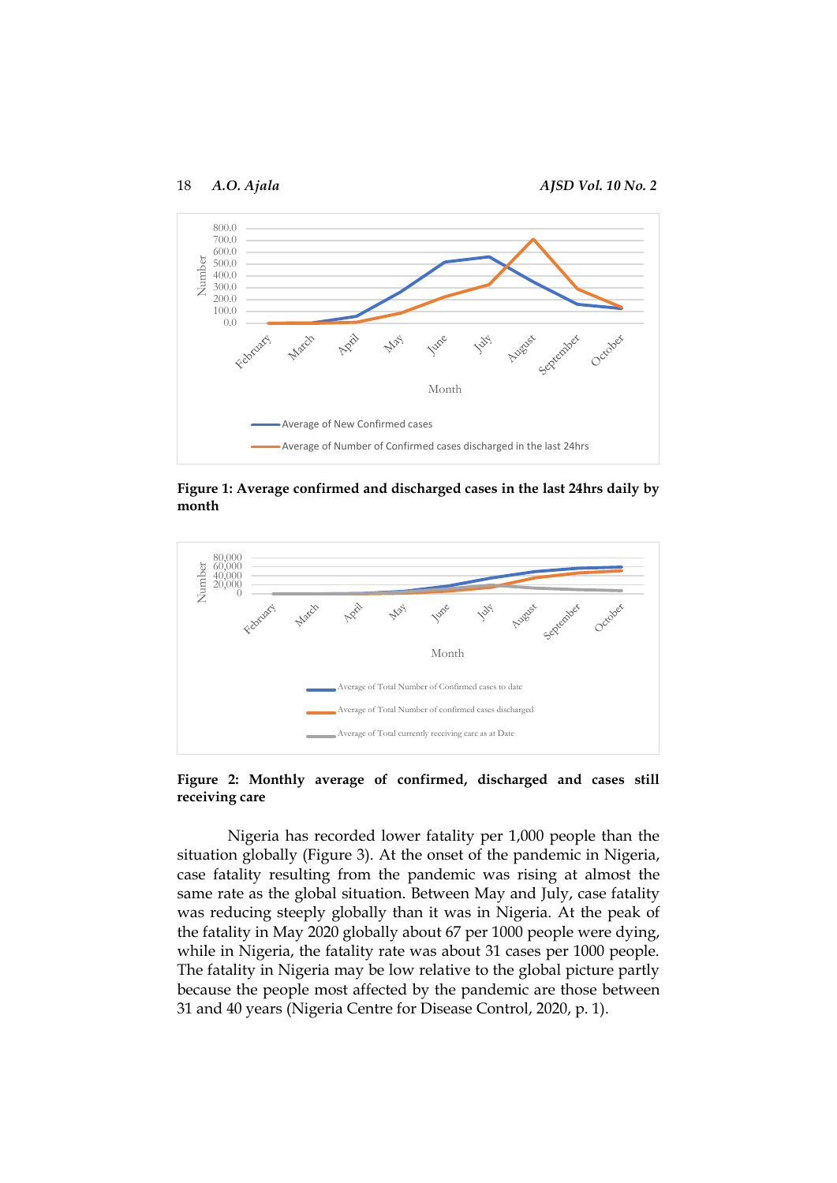**Figure 1: Average confirmed and discharged cases in the last 24hrs daily by month**

**Figure 2: Monthly average of confirmed, discharged and cases still receiving care**

Nigeria has recorded lower fatality per 1,000 people than the situation globally (Figure 3). At the onset of the pandemic in Nigeria, case fatality resulting from the pandemic was rising at almost the same rate as the global situation. Between May and July, case fatality was reducing steeply globally than it was in Nigeria. At the peak of the fatality in May 2020 globally about 67 per 1000 people were dying, while in Nigeria, the fatality rate was about 31 cases per 1000 people. The fatality in Nigeria may be low relative to the global picture partly because the people most affected by the pandemic are those between 31 and 40 years (Nigeria Centre for Disease Control, 2020, p. 1).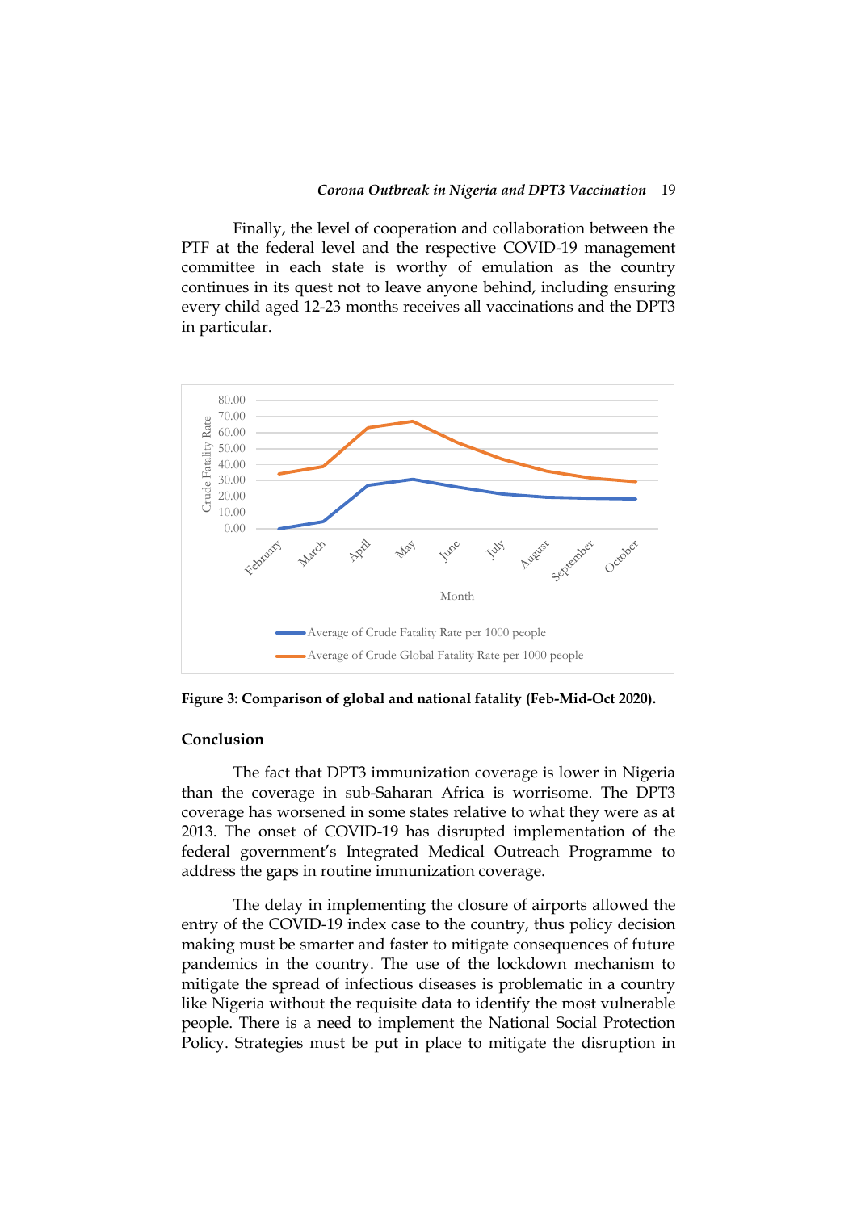Finally, the level of cooperation and collaboration between the PTF at the federal level and the respective COVID-19 management committee in each state is worthy of emulation as the country continues in its quest not to leave anyone behind, including ensuring every child aged 12-23 months receives all vaccinations and the DPT3 in particular.

**Figure 3: Comparison of global and national fatality (Feb-Mid-Oct 2020).**

## Conclusion

The fact that DPT3 immunization coverage is lower in Nigeria than the coverage in sub-Saharan Africa is worrisome. The DPT3 coverage has worsened in some states relative to what they were as at 2013. The onset of COVID-19 has disrupted implementation of the federal government's Integrated Medical Outreach Programme to address the gaps in routine immunization coverage.

The delay in implementing the closure of airports allowed the entry of the COVID-19 index case to the country, thus policy decision making must be smarter and faster to mitigate consequences of future pandemics in the country. The use of the lockdown mechanism to mitigate the spread of infectious diseases is problematic in a country like Nigeria without the requisite data to identify the most vulnerable people. There is a need to implement the National Social Protection Policy. Strategies must be put in place to mitigate the disruption in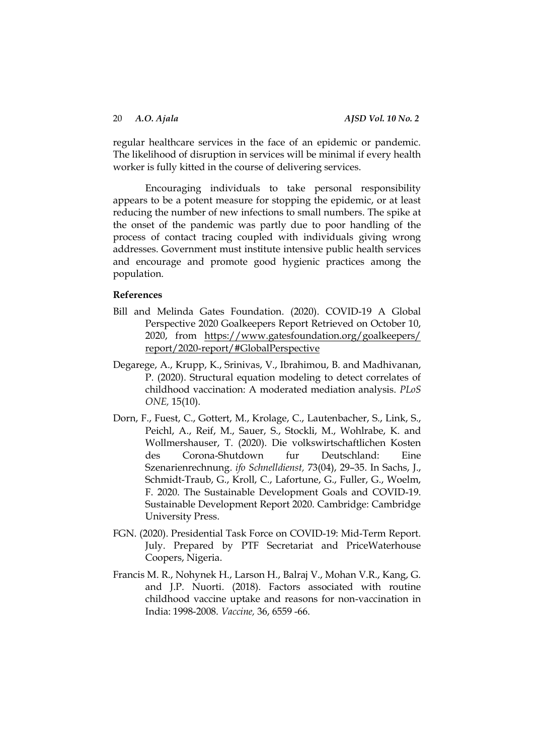regular healthcare services in the face of an epidemic or pandemic. The likelihood of disruption in services will be minimal if every health worker is fully kitted in the course of delivering services.

Encouraging individuals to take personal responsibility appears to be a potent measure for stopping the epidemic, or at least reducing the number of new infections to small numbers. The spike at the onset of the pandemic was partly due to poor handling of the process of contact tracing coupled with individuals giving wrong addresses. Government must institute intensive public health services and encourage and promote good hygienic practices among the population.

## References

Bill and Melinda Gates Foundation. (2020). COVID-19 A Global Perspective 2020 Goalkeepers Report Retrieved on October 10, 2020, from https://www.gatesfoundation.org/goalkeepers/report/2020-report/#GlobalPerspective

Degarege, A., Krupp, K., Srinivas, V., Ibrahimou, B. and Madhivanan, P. (2020). Structural equation modeling to detect correlates of childhood vaccination: A moderated mediation analysis. *PLoS ONE,* 15(10).

Dorn, F., Fuest, C., Gottert, M., Krolage, C., Lautenbacher, S., Link, S., Peichl, A., Reif, M., Sauer, S., Stockli, M., Wohlrabe, K. and Wollmershauser, T. (2020). Die volkswirtschaftlichen Kosten des Corona-Shutdown fur Deutschland: Eine Szenarienrechnung. *ifo Schnelldienst,* 73(04), 29–35. In Sachs, J., Schmidt-Traub, G., Kroll, C., Lafortune, G., Fuller, G., Woelm, F. 2020. The Sustainable Development Goals and COVID-19. Sustainable Development Report 2020. Cambridge: Cambridge University Press.

FGN. (2020). Presidential Task Force on COVID-19: Mid-Term Report. July. Prepared by PTF Secretariat and PriceWaterhouse Coopers, Nigeria.

Francis M. R., Nohynek H., Larson H., Balraj V., Mohan V.R., Kang, G. and J.P. Nuorti. (2018). Factors associated with routine childhood vaccine uptake and reasons for non-vaccination in India: 1998-2008. *Vaccine,* 36, 6559 -66.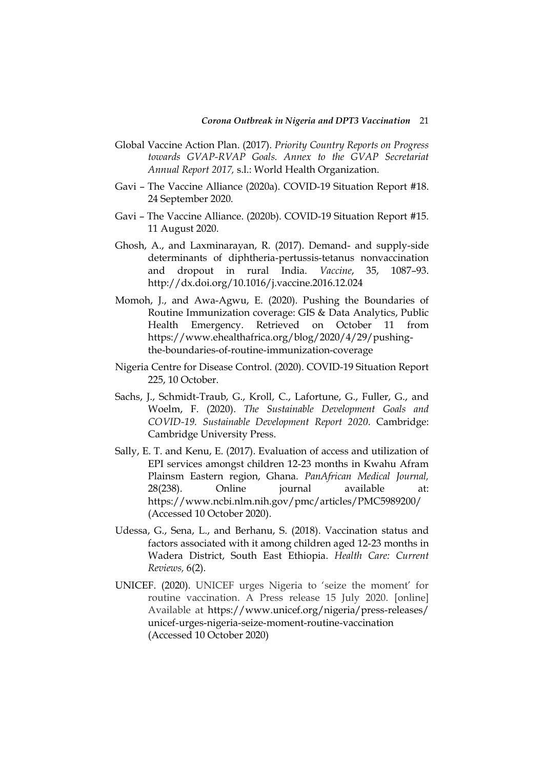Global Vaccine Action Plan. (2017). *Priority Country Reports on Progress towards GVAP-RVAP Goals. Annex to the GVAP Secretariat Annual Report 2017,* s.l.: World Health Organization.

Gavi – The Vaccine Alliance (2020a). COVID-19 Situation Report #18. 24 September 2020.

Gavi – The Vaccine Alliance. (2020b). COVID-19 Situation Report #15. 11 August 2020.

Ghosh, A., and Laxminarayan, R. (2017). Demand- and supply-side determinants of diphtheria-pertussis-tetanus nonvaccination and dropout in rural India. *Vaccine*, 35, 1087–93. http://dx.doi.org/10.1016/j.vaccine.2016.12.024

Momoh, J., and Awa-Agwu, E. (2020). Pushing the Boundaries of Routine Immunization coverage: GIS & Data Analytics, Public Health Emergency. Retrieved on October 11 from https://www.ehealthafrica.org/blog/2020/4/29/pushing-the-boundaries-of-routine-immunization-coverage

Nigeria Centre for Disease Control. (2020). COVID-19 Situation Report 225, 10 October.

Sachs, J., Schmidt-Traub, G., Kroll, C., Lafortune, G., Fuller, G., and Woelm, F. (2020). *The Sustainable Development Goals and COVID-19. Sustainable Development Report 2020*. Cambridge: Cambridge University Press.

Sally, E. T. and Kenu, E. (2017). Evaluation of access and utilization of EPI services amongst children 12-23 months in Kwahu Afram Plainsm Eastern region, Ghana. *PanAfrican Medical Journal,* 28(238). Online journal available at: https://www.ncbi.nlm.nih.gov/pmc/articles/PMC5989200/ (Accessed 10 October 2020).

Udessa, G., Sena, L., and Berhanu, S. (2018). Vaccination status and factors associated with it among children aged 12-23 months in Wadera District, South East Ethiopia. *Health Care: Current Reviews,* 6(2).

UNICEF. (2020). UNICEF urges Nigeria to 'seize the moment' for routine vaccination. A Press release 15 July 2020. [online] Available at https://www.unicef.org/nigeria/press-releases/unicef-urges-nigeria-seize-moment-routine-vaccination (Accessed 10 October 2020)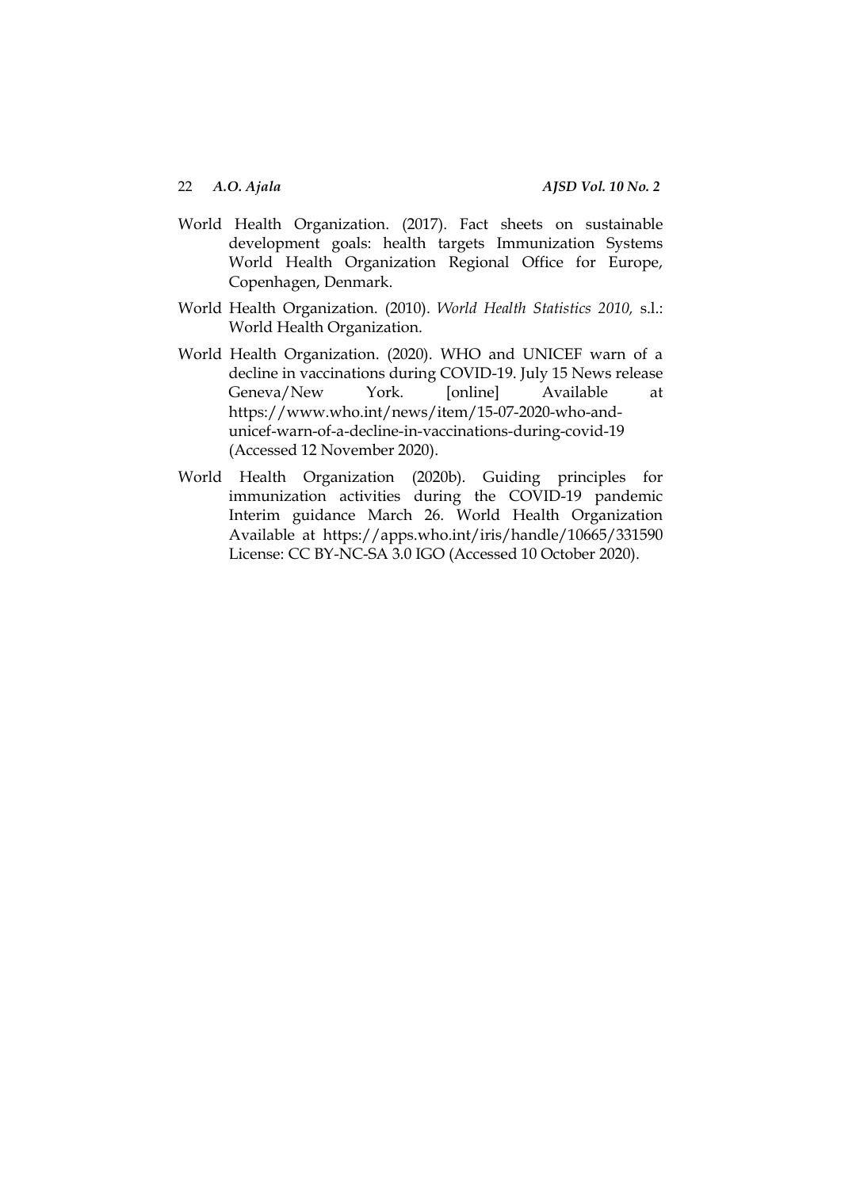World Health Organization. (2017). Fact sheets on sustainable development goals: health targets Immunization Systems World Health Organization Regional Office for Europe, Copenhagen, Denmark.

World Health Organization. (2010). *World Health Statistics 2010,* s.l.: World Health Organization.

World Health Organization. (2020). WHO and UNICEF warn of a decline in vaccinations during COVID-19. July 15 News release Geneva/New York. [online] Available at https://www.who.int/news/item/15-07-2020-who-and-unicef-warn-of-a-decline-in-vaccinations-during-covid-19 (Accessed 12 November 2020).

World Health Organization (2020b). Guiding principles for immunization activities during the COVID-19 pandemic Interim guidance March 26. World Health Organization Available at https://apps.who.int/iris/handle/10665/331590 License: CC BY-NC-SA 3.0 IGO (Accessed 10 October 2020).